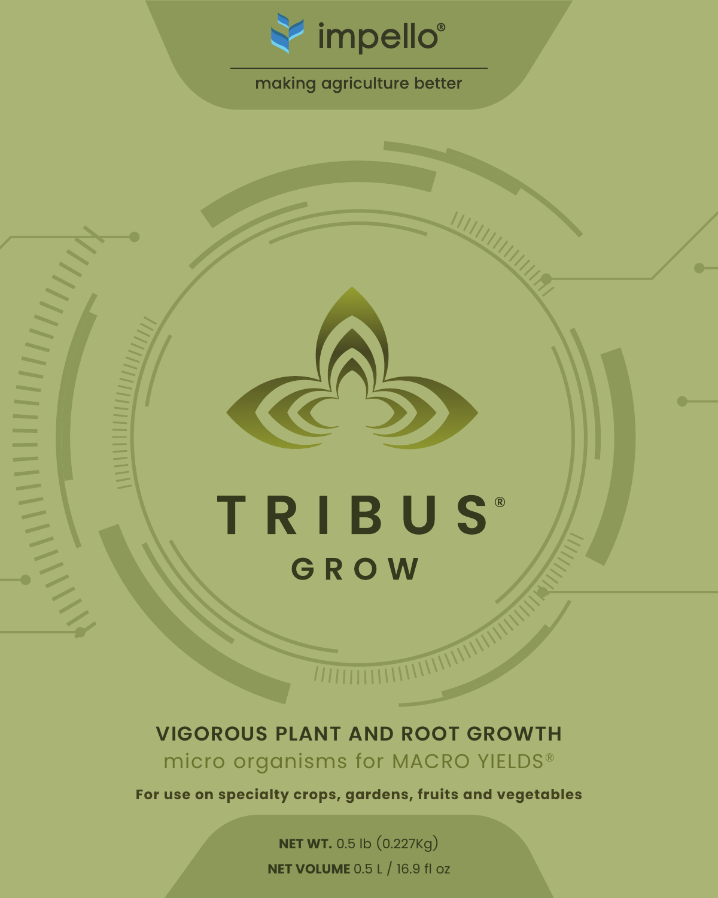impello®

making agriculture better

# TRIBUS®

## GROW

**VIGOROUS PLANT AND ROOT GROWTH**

micro organisms for MACRO YIELDS®

**For use on specialty crops, gardens, fruits and vegetables**

**NET WT.** 0.5 lb (0.227Kg)

**NET VOLUME** 0.5 L / 16.9 fl oz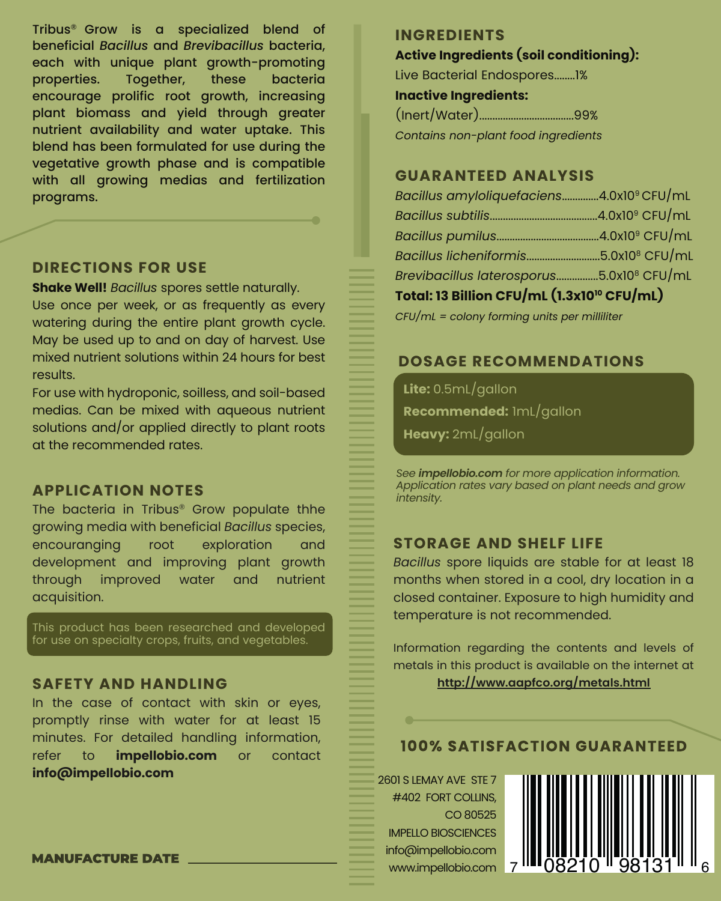Tribus® Grow is a specialized blend of beneficial *Bacillus* and *Brevibacillus* bacteria, each with unique plant growth-promoting properties. Together, these bacteria encourage prolific root growth, increasing plant biomass and yield through greater nutrient availability and water uptake. This blend has been formulated for use during the vegetative growth phase and is compatible with all growing medias and fertilization programs.

## DIRECTIONS FOR USE

**Shake Well!** *Bacillus* spores settle naturally.
Use once per week, or as frequently as every watering during the entire plant growth cycle. May be used up to and on day of harvest. Use mixed nutrient solutions within 24 hours for best results.
For use with hydroponic, soilless, and soil-based medias. Can be mixed with aqueous nutrient solutions and/or applied directly to plant roots at the recommended rates.

## APPLICATION NOTES

The bacteria in Tribus® Grow populate thhe growing media with beneficial *Bacillus* species, encouranging root exploration and development and improving plant growth through improved water and nutrient acquisition.

This product has been researched and developed for use on specialty crops, fruits, and vegetables.

## SAFETY AND HANDLING

In the case of contact with skin or eyes, promptly rinse with water for at least 15 minutes. For detailed handling information, refer to **impellobio.com** or contact **info@impellobio.com**

**MANUFACTURE DATE** ____________________

## INGREDIENTS

**Active Ingredients (soil conditioning):**
Live Bacterial Endospores........1%
**Inactive Ingredients:**
(Inert/Water)...................................99%
*Contains non-plant food ingredients*

## GUARANTEED ANALYSIS

*Bacillus amyloliquefaciens*.............$4.0 \times 10^9$ CFU/mL
*Bacillus subtilis*........................................$4.0 \times 10^9$ CFU/mL
*Bacillus pumilus*......................................$4.0 \times 10^9$ CFU/mL
*Bacillus licheniformis*............................$5.0 \times 10^8$ CFU/mL
*Brevibacillus laterosporus*................$5.0 \times 10^8$ CFU/mL
**Total: 13 Billion CFU/mL ($1.3 \times 10^{10}$ CFU/mL)**
*CFU/mL = colony forming units per milliliter*

## DOSAGE RECOMMENDATIONS

**Lite:** 0.5mL/gallon
**Recommended:** 1mL/gallon
**Heavy:** 2mL/gallon

*See **impellobio.com** for more application information. Application rates vary based on plant needs and grow intensity.*

## STORAGE AND SHELF LIFE

*Bacillus* spore liquids are stable for at least 18 months when stored in a cool, dry location in a closed container. Exposure to high humidity and temperature is not recommended.

Information regarding the contents and levels of metals in this product is available on the internet at http://www.aapfco.org/metals.html

## 100% SATISFACTION GUARANTEED

2601 S LEMAY AVE STE 7
#402 FORT COLLINS,
CO 80525
IMPELLO BIOSCIENCES
info@impellobio.com
www.impellobio.com

7 08210 98131 6